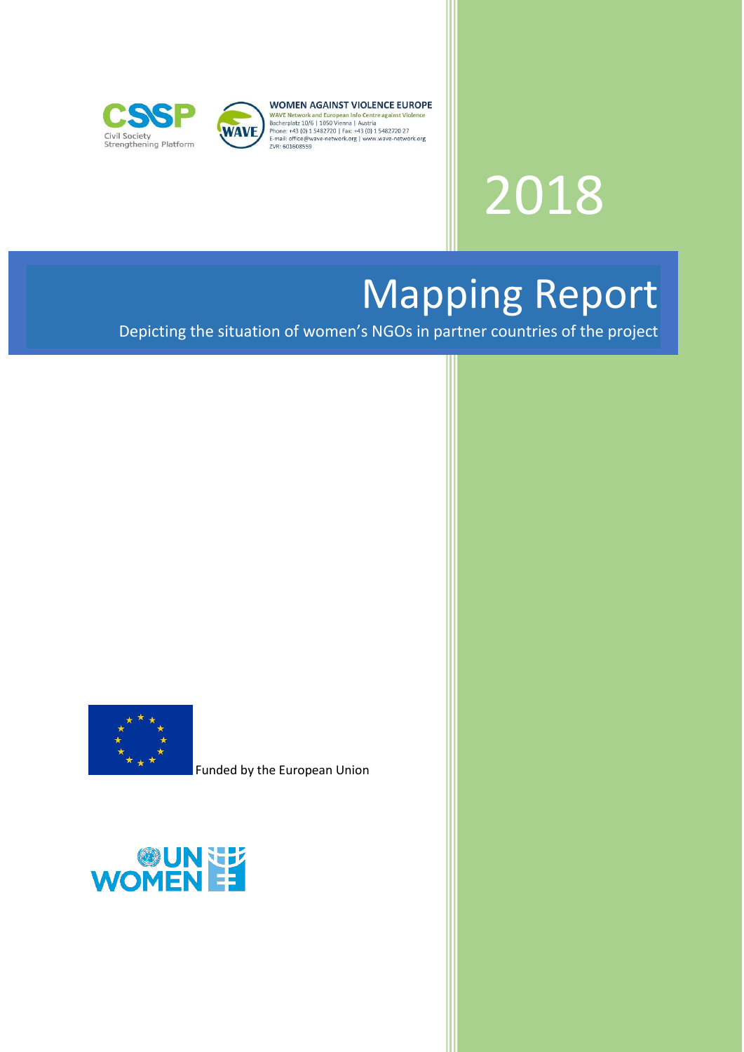CSSP Civil Society Strengthening Platform

**WOMEN AGAINST VIOLENCE EUROPE**
WAVE Network and European Info Centre against Violence
Bacherplatz 10/6 | 1050 Vienna | Austria
Phone: +43 (0) 1 5482720 | Fax: +43 (0) 1 5482720 27
E-mail: office@wave-network.org | www.wave-network.org
ZVR: 601608559

2018

# Mapping Report

Depicting the situation of women's NGOs in partner countries of the project

Funded by the European Union

UN WOMEN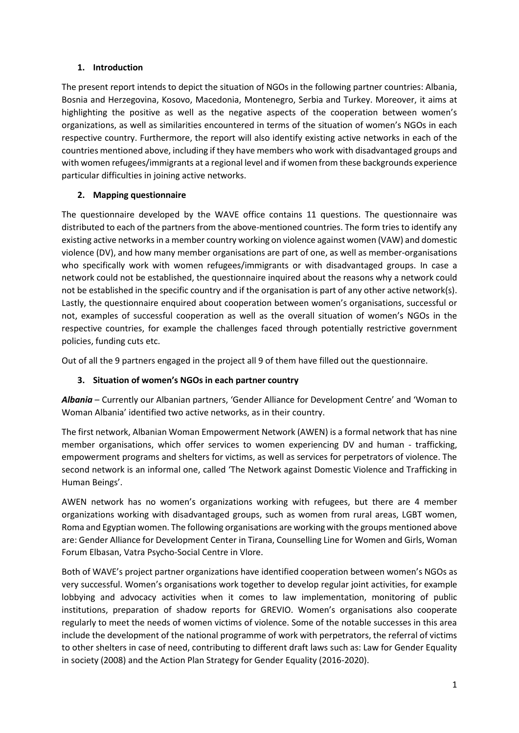## 1. Introduction

The present report intends to depict the situation of NGOs in the following partner countries: Albania, Bosnia and Herzegovina, Kosovo, Macedonia, Montenegro, Serbia and Turkey. Moreover, it aims at highlighting the positive as well as the negative aspects of the cooperation between women's organizations, as well as similarities encountered in terms of the situation of women's NGOs in each respective country. Furthermore, the report will also identify existing active networks in each of the countries mentioned above, including if they have members who work with disadvantaged groups and with women refugees/immigrants at a regional level and if women from these backgrounds experience particular difficulties in joining active networks.

## 2. Mapping questionnaire

The questionnaire developed by the WAVE office contains 11 questions. The questionnaire was distributed to each of the partners from the above-mentioned countries. The form tries to identify any existing active networks in a member country working on violence against women (VAW) and domestic violence (DV), and how many member organisations are part of one, as well as member-organisations who specifically work with women refugees/immigrants or with disadvantaged groups. In case a network could not be established, the questionnaire inquired about the reasons why a network could not be established in the specific country and if the organisation is part of any other active network(s). Lastly, the questionnaire enquired about cooperation between women's organisations, successful or not, examples of successful cooperation as well as the overall situation of women's NGOs in the respective countries, for example the challenges faced through potentially restrictive government policies, funding cuts etc.

Out of all the 9 partners engaged in the project all 9 of them have filled out the questionnaire.

## 3. Situation of women's NGOs in each partner country

***Albania*** – Currently our Albanian partners, 'Gender Alliance for Development Centre' and 'Woman to Woman Albania' identified two active networks, as in their country.

The first network, Albanian Woman Empowerment Network (AWEN) is a formal network that has nine member organisations, which offer services to women experiencing DV and human - trafficking, empowerment programs and shelters for victims, as well as services for perpetrators of violence. The second network is an informal one, called 'The Network against Domestic Violence and Trafficking in Human Beings'.

AWEN network has no women's organizations working with refugees, but there are 4 member organizations working with disadvantaged groups, such as women from rural areas, LGBT women, Roma and Egyptian women. The following organisations are working with the groups mentioned above are: Gender Alliance for Development Center in Tirana, Counselling Line for Women and Girls, Woman Forum Elbasan, Vatra Psycho-Social Centre in Vlore.

Both of WAVE's project partner organizations have identified cooperation between women's NGOs as very successful. Women's organisations work together to develop regular joint activities, for example lobbying and advocacy activities when it comes to law implementation, monitoring of public institutions, preparation of shadow reports for GREVIO. Women's organisations also cooperate regularly to meet the needs of women victims of violence. Some of the notable successes in this area include the development of the national programme of work with perpetrators, the referral of victims to other shelters in case of need, contributing to different draft laws such as: Law for Gender Equality in society (2008) and the Action Plan Strategy for Gender Equality (2016-2020).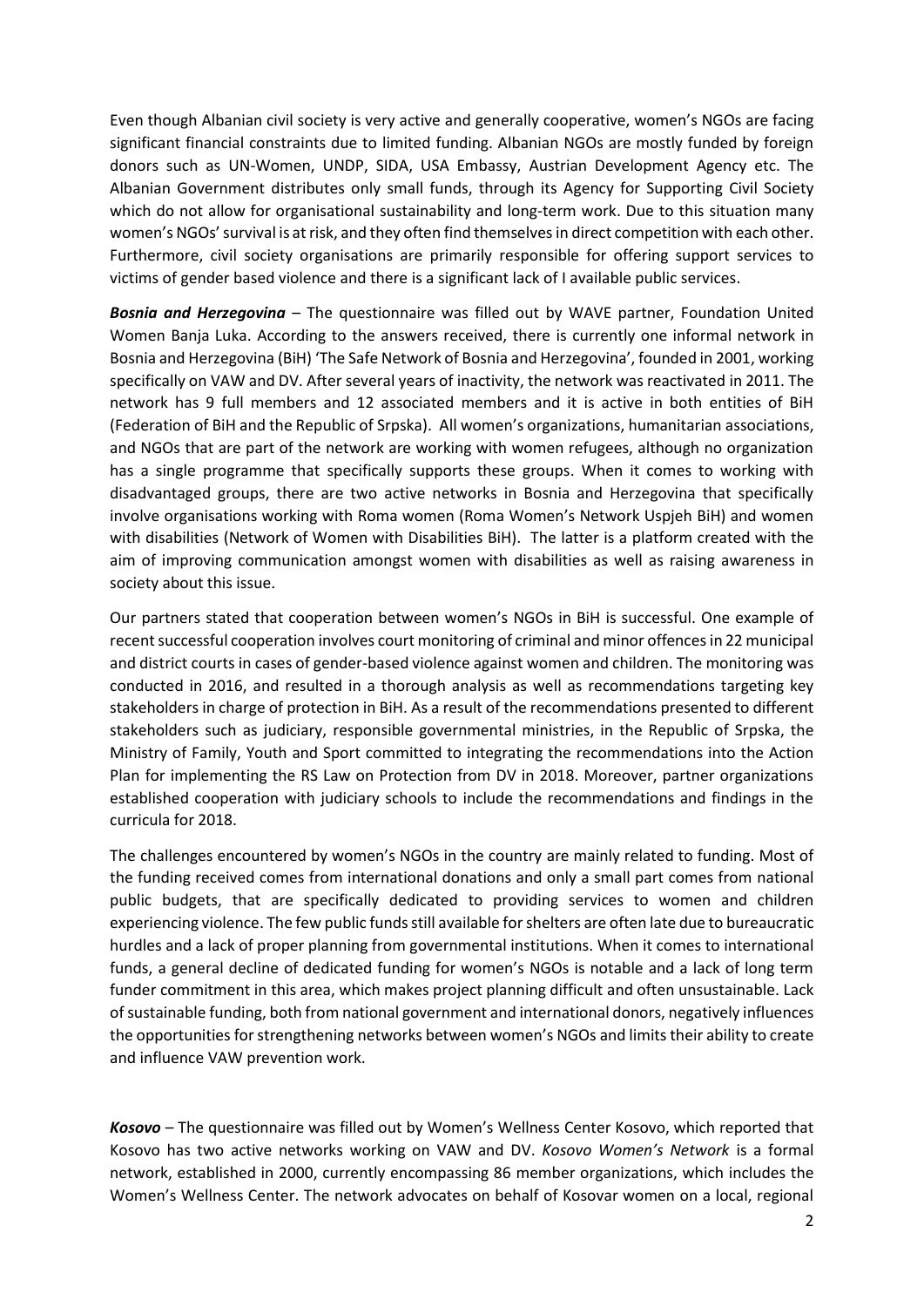Even though Albanian civil society is very active and generally cooperative, women's NGOs are facing significant financial constraints due to limited funding. Albanian NGOs are mostly funded by foreign donors such as UN-Women, UNDP, SIDA, USA Embassy, Austrian Development Agency etc. The Albanian Government distributes only small funds, through its Agency for Supporting Civil Society which do not allow for organisational sustainability and long-term work. Due to this situation many women's NGOs' survival is at risk, and they often find themselves in direct competition with each other. Furthermore, civil society organisations are primarily responsible for offering support services to victims of gender based violence and there is a significant lack of I available public services.

***Bosnia and Herzegovina*** – The questionnaire was filled out by WAVE partner, Foundation United Women Banja Luka. According to the answers received, there is currently one informal network in Bosnia and Herzegovina (BiH) 'The Safe Network of Bosnia and Herzegovina', founded in 2001, working specifically on VAW and DV. After several years of inactivity, the network was reactivated in 2011. The network has 9 full members and 12 associated members and it is active in both entities of BiH (Federation of BiH and the Republic of Srpska). All women's organizations, humanitarian associations, and NGOs that are part of the network are working with women refugees, although no organization has a single programme that specifically supports these groups. When it comes to working with disadvantaged groups, there are two active networks in Bosnia and Herzegovina that specifically involve organisations working with Roma women (Roma Women's Network Uspjeh BiH) and women with disabilities (Network of Women with Disabilities BiH). The latter is a platform created with the aim of improving communication amongst women with disabilities as well as raising awareness in society about this issue.

Our partners stated that cooperation between women's NGOs in BiH is successful. One example of recent successful cooperation involves court monitoring of criminal and minor offences in 22 municipal and district courts in cases of gender-based violence against women and children. The monitoring was conducted in 2016, and resulted in a thorough analysis as well as recommendations targeting key stakeholders in charge of protection in BiH. As a result of the recommendations presented to different stakeholders such as judiciary, responsible governmental ministries, in the Republic of Srpska, the Ministry of Family, Youth and Sport committed to integrating the recommendations into the Action Plan for implementing the RS Law on Protection from DV in 2018. Moreover, partner organizations established cooperation with judiciary schools to include the recommendations and findings in the curricula for 2018.

The challenges encountered by women's NGOs in the country are mainly related to funding. Most of the funding received comes from international donations and only a small part comes from national public budgets, that are specifically dedicated to providing services to women and children experiencing violence. The few public funds still available for shelters are often late due to bureaucratic hurdles and a lack of proper planning from governmental institutions. When it comes to international funds, a general decline of dedicated funding for women's NGOs is notable and a lack of long term funder commitment in this area, which makes project planning difficult and often unsustainable. Lack of sustainable funding, both from national government and international donors, negatively influences the opportunities for strengthening networks between women's NGOs and limits their ability to create and influence VAW prevention work.

***Kosovo*** – The questionnaire was filled out by Women's Wellness Center Kosovo, which reported that Kosovo has two active networks working on VAW and DV. *Kosovo Women's Network* is a formal network, established in 2000, currently encompassing 86 member organizations, which includes the Women's Wellness Center. The network advocates on behalf of Kosovar women on a local, regional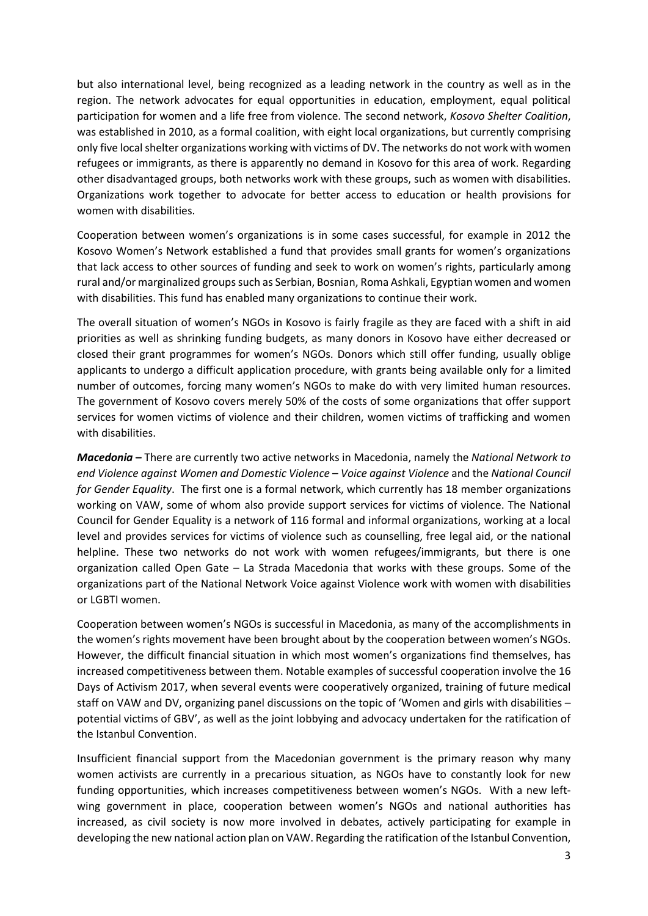but also international level, being recognized as a leading network in the country as well as in the region. The network advocates for equal opportunities in education, employment, equal political participation for women and a life free from violence. The second network, *Kosovo Shelter Coalition*, was established in 2010, as a formal coalition, with eight local organizations, but currently comprising only five local shelter organizations working with victims of DV. The networks do not work with women refugees or immigrants, as there is apparently no demand in Kosovo for this area of work. Regarding other disadvantaged groups, both networks work with these groups, such as women with disabilities. Organizations work together to advocate for better access to education or health provisions for women with disabilities.

Cooperation between women's organizations is in some cases successful, for example in 2012 the Kosovo Women's Network established a fund that provides small grants for women's organizations that lack access to other sources of funding and seek to work on women's rights, particularly among rural and/or marginalized groups such as Serbian, Bosnian, Roma Ashkali, Egyptian women and women with disabilities. This fund has enabled many organizations to continue their work.

The overall situation of women's NGOs in Kosovo is fairly fragile as they are faced with a shift in aid priorities as well as shrinking funding budgets, as many donors in Kosovo have either decreased or closed their grant programmes for women's NGOs. Donors which still offer funding, usually oblige applicants to undergo a difficult application procedure, with grants being available only for a limited number of outcomes, forcing many women's NGOs to make do with very limited human resources. The government of Kosovo covers merely 50% of the costs of some organizations that offer support services for women victims of violence and their children, women victims of trafficking and women with disabilities.

***Macedonia –*** There are currently two active networks in Macedonia, namely the *National Network to end Violence against Women and Domestic Violence – Voice against Violence* and the *National Council for Gender Equality*. The first one is a formal network, which currently has 18 member organizations working on VAW, some of whom also provide support services for victims of violence. The National Council for Gender Equality is a network of 116 formal and informal organizations, working at a local level and provides services for victims of violence such as counselling, free legal aid, or the national helpline. These two networks do not work with women refugees/immigrants, but there is one organization called Open Gate – La Strada Macedonia that works with these groups. Some of the organizations part of the National Network Voice against Violence work with women with disabilities or LGBTI women.

Cooperation between women's NGOs is successful in Macedonia, as many of the accomplishments in the women's rights movement have been brought about by the cooperation between women's NGOs. However, the difficult financial situation in which most women's organizations find themselves, has increased competitiveness between them. Notable examples of successful cooperation involve the 16 Days of Activism 2017, when several events were cooperatively organized, training of future medical staff on VAW and DV, organizing panel discussions on the topic of 'Women and girls with disabilities – potential victims of GBV', as well as the joint lobbying and advocacy undertaken for the ratification of the Istanbul Convention.

Insufficient financial support from the Macedonian government is the primary reason why many women activists are currently in a precarious situation, as NGOs have to constantly look for new funding opportunities, which increases competitiveness between women's NGOs. With a new left-wing government in place, cooperation between women's NGOs and national authorities has increased, as civil society is now more involved in debates, actively participating for example in developing the new national action plan on VAW. Regarding the ratification of the Istanbul Convention,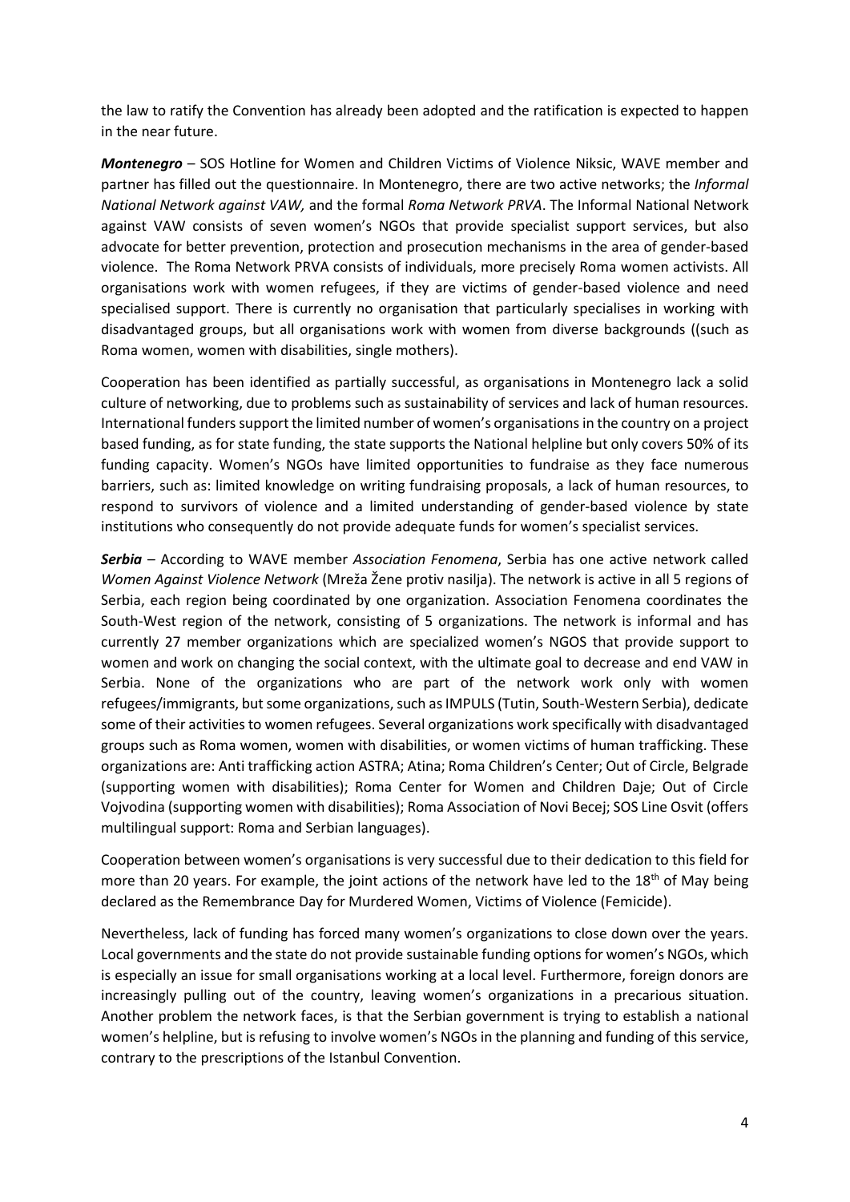the law to ratify the Convention has already been adopted and the ratification is expected to happen in the near future.

***Montenegro*** – SOS Hotline for Women and Children Victims of Violence Niksic, WAVE member and partner has filled out the questionnaire. In Montenegro, there are two active networks; the *Informal National Network against VAW,* and the formal *Roma Network PRVA*. The Informal National Network against VAW consists of seven women's NGOs that provide specialist support services, but also advocate for better prevention, protection and prosecution mechanisms in the area of gender-based violence. The Roma Network PRVA consists of individuals, more precisely Roma women activists. All organisations work with women refugees, if they are victims of gender-based violence and need specialised support. There is currently no organisation that particularly specialises in working with disadvantaged groups, but all organisations work with women from diverse backgrounds ((such as Roma women, women with disabilities, single mothers).

Cooperation has been identified as partially successful, as organisations in Montenegro lack a solid culture of networking, due to problems such as sustainability of services and lack of human resources. International funders support the limited number of women's organisations in the country on a project based funding, as for state funding, the state supports the National helpline but only covers 50% of its funding capacity. Women's NGOs have limited opportunities to fundraise as they face numerous barriers, such as: limited knowledge on writing fundraising proposals, a lack of human resources, to respond to survivors of violence and a limited understanding of gender-based violence by state institutions who consequently do not provide adequate funds for women's specialist services.

***Serbia*** – According to WAVE member *Association Fenomena*, Serbia has one active network called *Women Against Violence Network* (Mreža Žene protiv nasilja). The network is active in all 5 regions of Serbia, each region being coordinated by one organization. Association Fenomena coordinates the South-West region of the network, consisting of 5 organizations. The network is informal and has currently 27 member organizations which are specialized women's NGOS that provide support to women and work on changing the social context, with the ultimate goal to decrease and end VAW in Serbia. None of the organizations who are part of the network work only with women refugees/immigrants, but some organizations, such as IMPULS (Tutin, South-Western Serbia), dedicate some of their activities to women refugees. Several organizations work specifically with disadvantaged groups such as Roma women, women with disabilities, or women victims of human trafficking. These organizations are: Anti trafficking action ASTRA; Atina; Roma Children's Center; Out of Circle, Belgrade (supporting women with disabilities); Roma Center for Women and Children Daje; Out of Circle Vojvodina (supporting women with disabilities); Roma Association of Novi Becej; SOS Line Osvit (offers multilingual support: Roma and Serbian languages).

Cooperation between women's organisations is very successful due to their dedication to this field for more than 20 years. For example, the joint actions of the network have led to the 18th of May being declared as the Remembrance Day for Murdered Women, Victims of Violence (Femicide).

Nevertheless, lack of funding has forced many women's organizations to close down over the years. Local governments and the state do not provide sustainable funding options for women's NGOs, which is especially an issue for small organisations working at a local level. Furthermore, foreign donors are increasingly pulling out of the country, leaving women's organizations in a precarious situation. Another problem the network faces, is that the Serbian government is trying to establish a national women's helpline, but is refusing to involve women's NGOs in the planning and funding of this service, contrary to the prescriptions of the Istanbul Convention.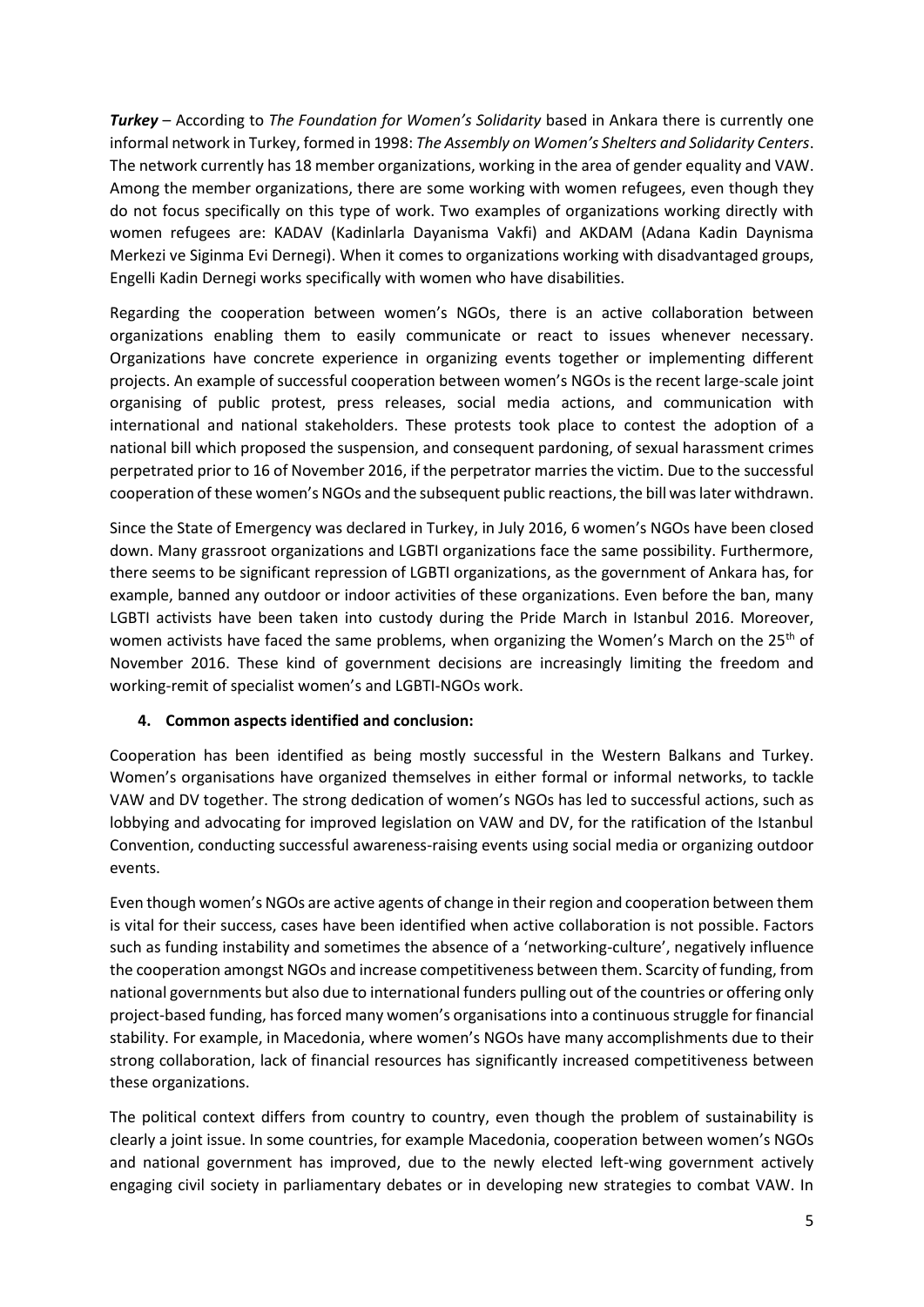***Turkey*** – According to *The Foundation for Women's Solidarity* based in Ankara there is currently one informal network in Turkey, formed in 1998: *The Assembly on Women's Shelters and Solidarity Centers*. The network currently has 18 member organizations, working in the area of gender equality and VAW. Among the member organizations, there are some working with women refugees, even though they do not focus specifically on this type of work. Two examples of organizations working directly with women refugees are: KADAV (Kadinlarla Dayanisma Vakfi) and AKDAM (Adana Kadin Daynisma Merkezi ve Siginma Evi Dernegi). When it comes to organizations working with disadvantaged groups, Engelli Kadin Dernegi works specifically with women who have disabilities.

Regarding the cooperation between women's NGOs, there is an active collaboration between organizations enabling them to easily communicate or react to issues whenever necessary. Organizations have concrete experience in organizing events together or implementing different projects. An example of successful cooperation between women's NGOs is the recent large-scale joint organising of public protest, press releases, social media actions, and communication with international and national stakeholders. These protests took place to contest the adoption of a national bill which proposed the suspension, and consequent pardoning, of sexual harassment crimes perpetrated prior to 16 of November 2016, if the perpetrator marries the victim. Due to the successful cooperation of these women's NGOs and the subsequent public reactions, the bill was later withdrawn.

Since the State of Emergency was declared in Turkey, in July 2016, 6 women's NGOs have been closed down. Many grassroot organizations and LGBTI organizations face the same possibility. Furthermore, there seems to be significant repression of LGBTI organizations, as the government of Ankara has, for example, banned any outdoor or indoor activities of these organizations. Even before the ban, many LGBTI activists have been taken into custody during the Pride March in Istanbul 2016. Moreover, women activists have faced the same problems, when organizing the Women's March on the 25th of November 2016. These kind of government decisions are increasingly limiting the freedom and working-remit of specialist women's and LGBTI-NGOs work.

## 4. Common aspects identified and conclusion:

Cooperation has been identified as being mostly successful in the Western Balkans and Turkey. Women's organisations have organized themselves in either formal or informal networks, to tackle VAW and DV together. The strong dedication of women's NGOs has led to successful actions, such as lobbying and advocating for improved legislation on VAW and DV, for the ratification of the Istanbul Convention, conducting successful awareness-raising events using social media or organizing outdoor events.

Even though women's NGOs are active agents of change in their region and cooperation between them is vital for their success, cases have been identified when active collaboration is not possible. Factors such as funding instability and sometimes the absence of a 'networking-culture', negatively influence the cooperation amongst NGOs and increase competitiveness between them. Scarcity of funding, from national governments but also due to international funders pulling out of the countries or offering only project-based funding, has forced many women's organisations into a continuous struggle for financial stability. For example, in Macedonia, where women's NGOs have many accomplishments due to their strong collaboration, lack of financial resources has significantly increased competitiveness between these organizations.

The political context differs from country to country, even though the problem of sustainability is clearly a joint issue. In some countries, for example Macedonia, cooperation between women's NGOs and national government has improved, due to the newly elected left-wing government actively engaging civil society in parliamentary debates or in developing new strategies to combat VAW. In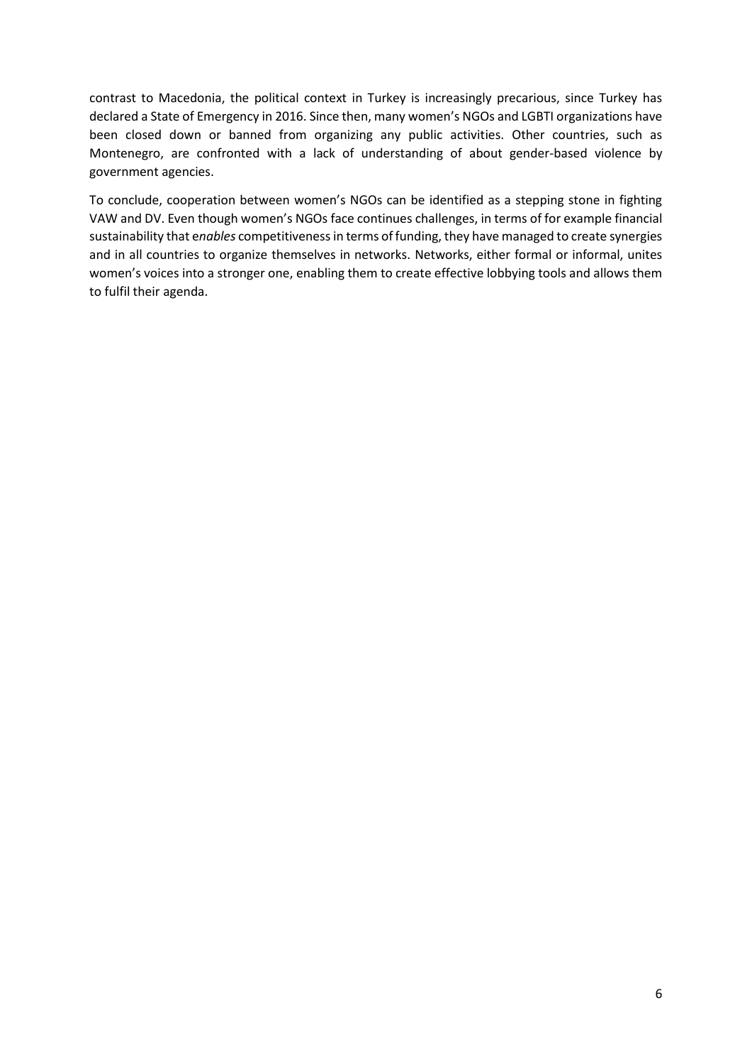contrast to Macedonia, the political context in Turkey is increasingly precarious, since Turkey has declared a State of Emergency in 2016. Since then, many women's NGOs and LGBTI organizations have been closed down or banned from organizing any public activities. Other countries, such as Montenegro, are confronted with a lack of understanding of about gender-based violence by government agencies.

To conclude, cooperation between women's NGOs can be identified as a stepping stone in fighting VAW and DV. Even though women's NGOs face continues challenges, in terms of for example financial sustainability that e*nables* competitiveness in terms of funding, they have managed to create synergies and in all countries to organize themselves in networks. Networks, either formal or informal, unites women's voices into a stronger one, enabling them to create effective lobbying tools and allows them to fulfil their agenda.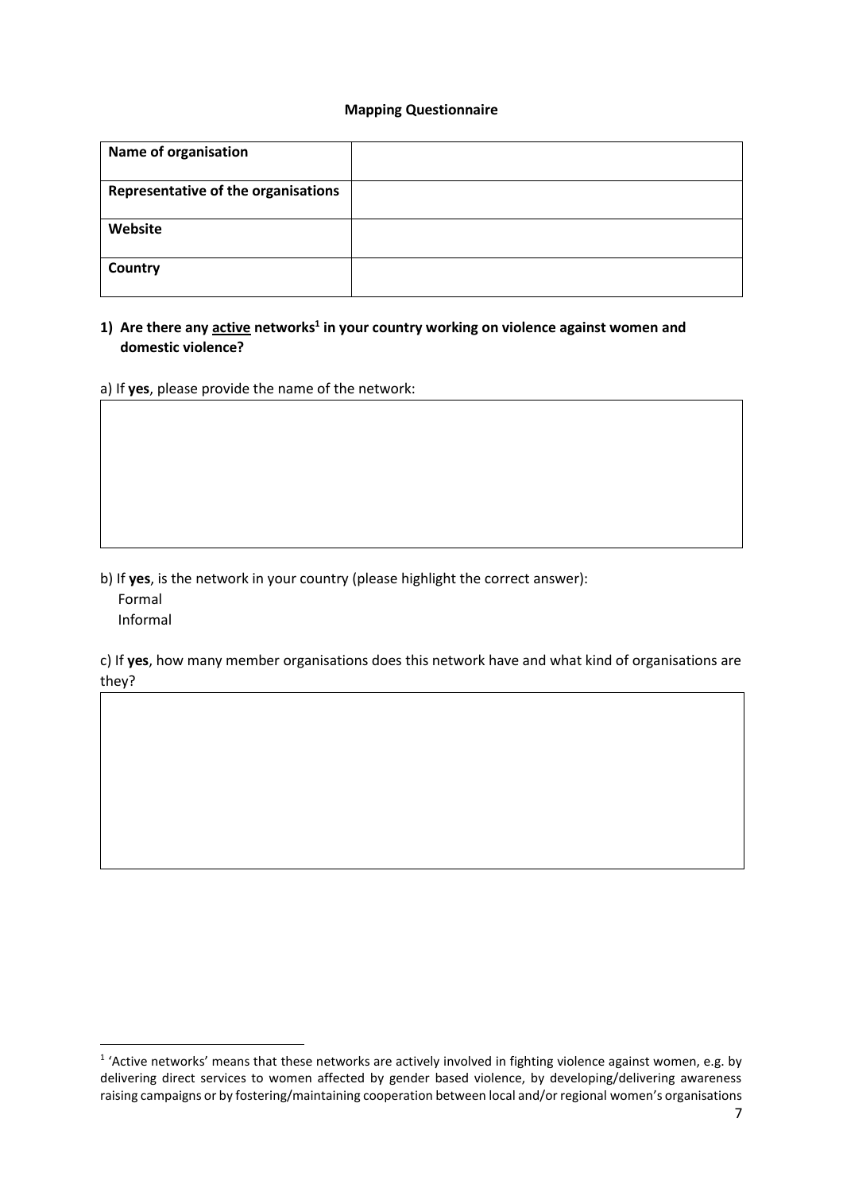**Mapping Questionnaire**

| Name of organisation | |
|---|---|
| Representative of the organisations | |
| Website | |
| Country | |

**1) Are there any active networks[1] in your country working on violence against women and domestic violence?**

a) If **yes**, please provide the name of the network:

| |
|---|
| |

b) If **yes**, is the network in your country (please highlight the correct answer):

Formal

Informal

c) If **yes**, how many member organisations does this network have and what kind of organisations are they?

| |
|---|
| |

[1] 'Active networks' means that these networks are actively involved in fighting violence against women, e.g. by delivering direct services to women affected by gender based violence, by developing/delivering awareness raising campaigns or by fostering/maintaining cooperation between local and/or regional women's organisations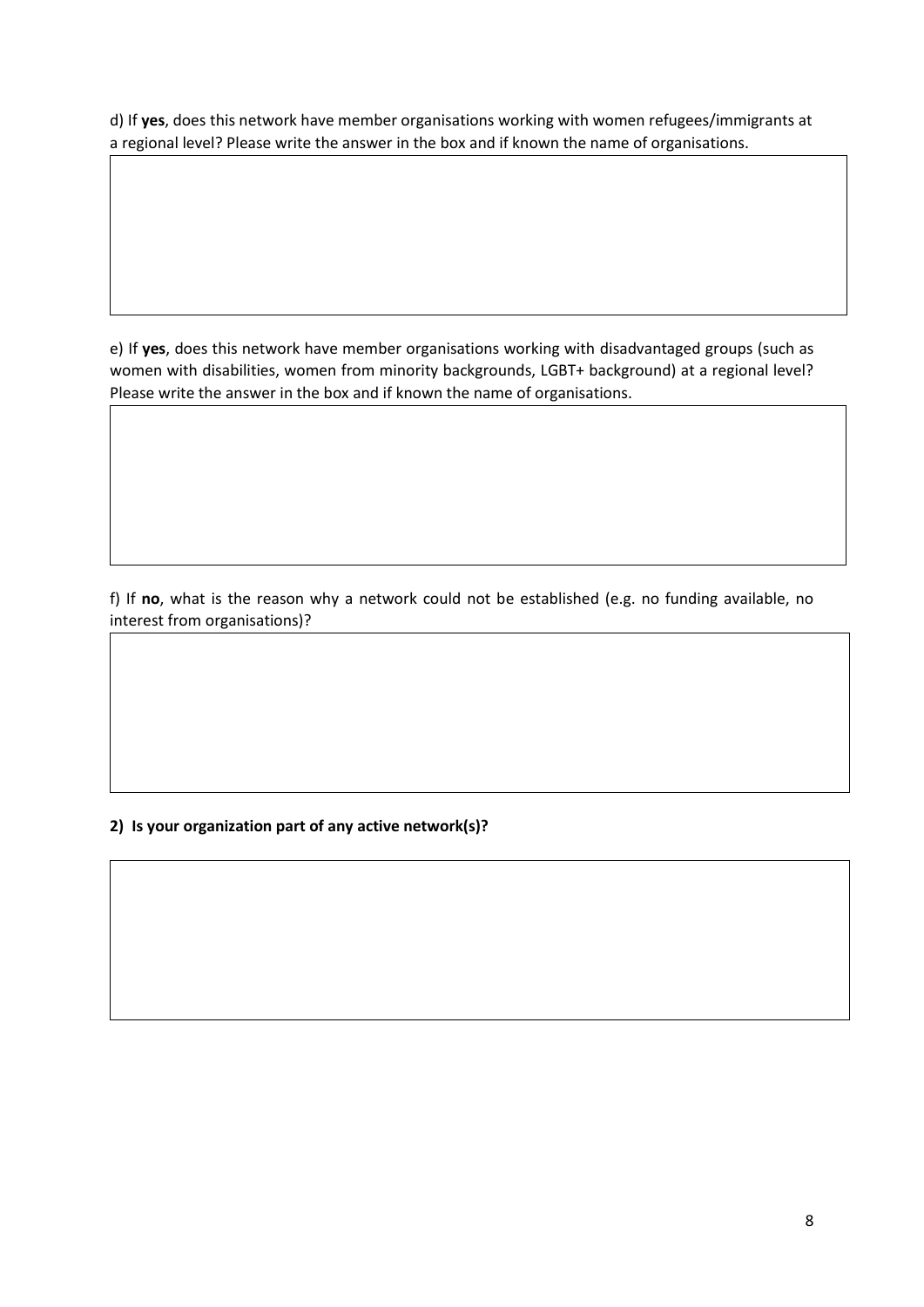d) If **yes**, does this network have member organisations working with women refugees/immigrants at a regional level? Please write the answer in the box and if known the name of organisations.

e) If **yes**, does this network have member organisations working with disadvantaged groups (such as women with disabilities, women from minority backgrounds, LGBT+ background) at a regional level? Please write the answer in the box and if known the name of organisations.

f) If **no**, what is the reason why a network could not be established (e.g. no funding available, no interest from organisations)?

**2) Is your organization part of any active network(s)?**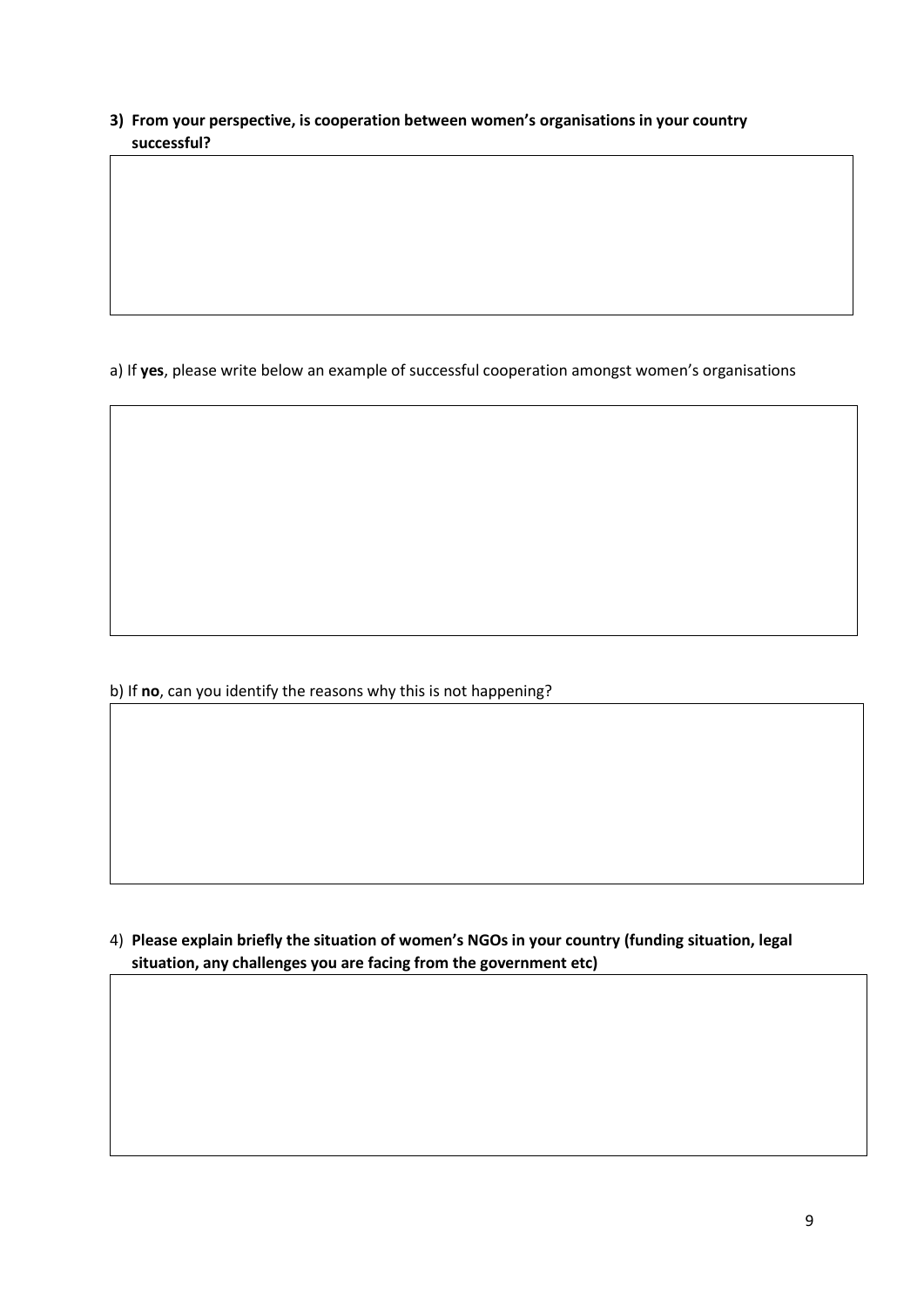**3) From your perspective, is cooperation between women's organisations in your country successful?**

a) If **yes**, please write below an example of successful cooperation amongst women's organisations

b) If **no**, can you identify the reasons why this is not happening?

4) **Please explain briefly the situation of women's NGOs in your country (funding situation, legal situation, any challenges you are facing from the government etc)**